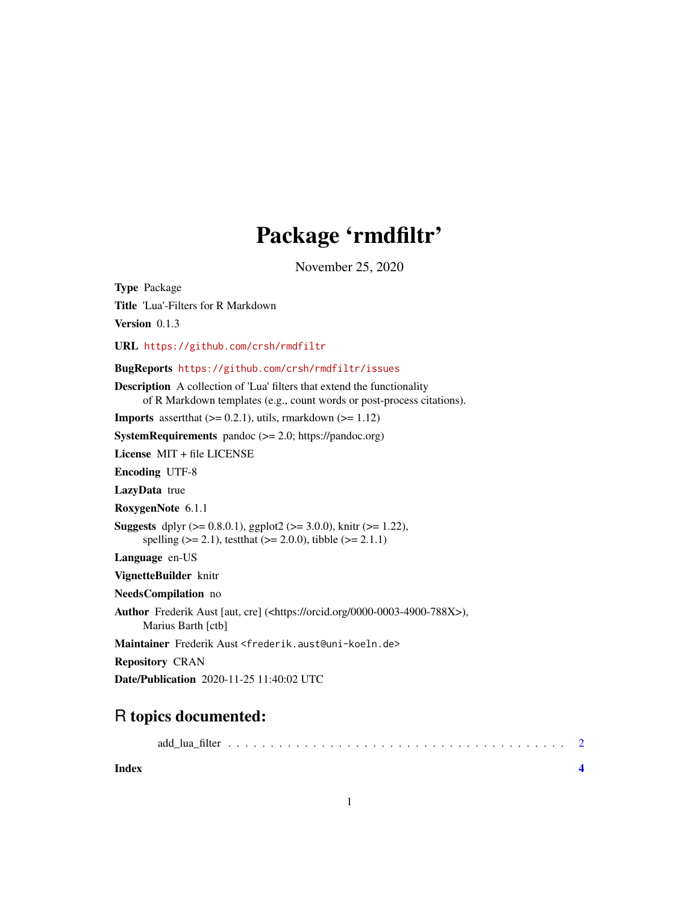# Package ‘rmdfiltr’

November 25, 2020

**Type** Package

**Title** 'Lua'-Filters for R Markdown

**Version** 0.1.3

**URL** https://github.com/crsh/rmdfiltr

**BugReports** https://github.com/crsh/rmdfiltr/issues

**Description** A collection of 'Lua' filters that extend the functionality
of R Markdown templates (e.g., count words or post-process citations).

**Imports** assertthat (>= 0.2.1), utils, rmarkdown (>= 1.12)

**SystemRequirements** pandoc (>= 2.0; https://pandoc.org)

**License** MIT + file LICENSE

**Encoding** UTF-8

**LazyData** true

**RoxygenNote** 6.1.1

**Suggests** dplyr (>= 0.8.0.1), ggplot2 (>= 3.0.0), knitr (>= 1.22),
spelling (>= 2.1), testthat (>= 2.0.0), tibble (>= 2.1.1)

**Language** en-US

**VignetteBuilder** knitr

**NeedsCompilation** no

**Author** Frederik Aust [aut, cre] (<https://orcid.org/0000-0003-4900-788X>),
Marius Barth [ctb]

**Maintainer** Frederik Aust <frederik.aust@uni-koeln.de>

**Repository** CRAN

**Date/Publication** 2020-11-25 11:40:02 UTC

## R topics documented:

add_lua_filter . . . . . . . . . . . . . . . . . . . . . . . . . . . . . . . . . . . . . . . 2

**Index** **4**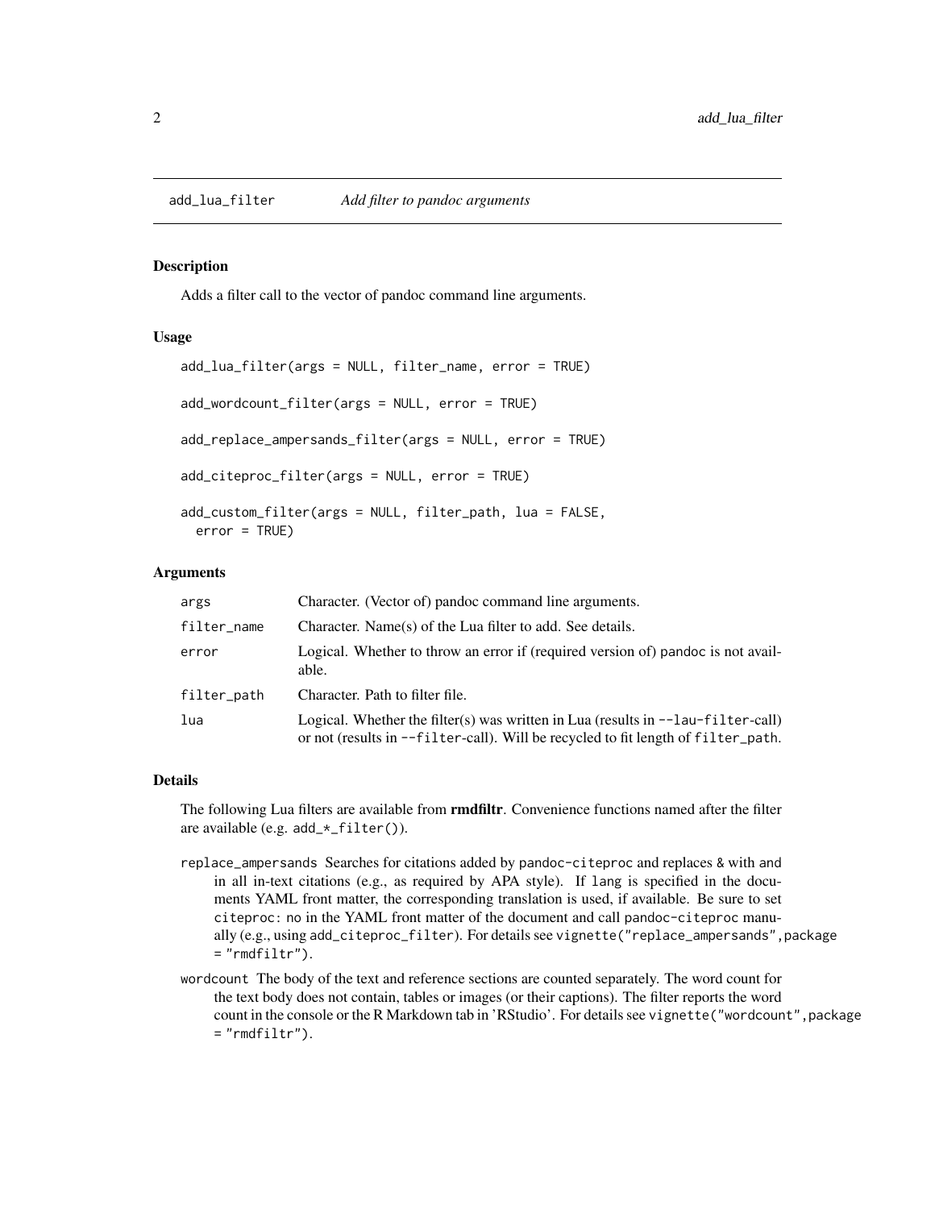# add_lua_filter — *Add filter to pandoc arguments*

## Description

Adds a filter call to the vector of pandoc command line arguments.

## Usage

```
add_lua_filter(args = NULL, filter_name, error = TRUE)

add_wordcount_filter(args = NULL, error = TRUE)

add_replace_ampersands_filter(args = NULL, error = TRUE)

add_citeproc_filter(args = NULL, error = TRUE)

add_custom_filter(args = NULL, filter_path, lua = FALSE,
  error = TRUE)
```

## Arguments

| | |
|---|---|
| `args` | Character. (Vector of) pandoc command line arguments. |
| `filter_name` | Character. Name(s) of the Lua filter to add. See details. |
| `error` | Logical. Whether to throw an error if (required version of) pandoc is not available. |
| `filter_path` | Character. Path to filter file. |
| `lua` | Logical. Whether the filter(s) was written in Lua (results in `--lau-filter`-call) or not (results in `--filter`-call). Will be recycled to fit length of `filter_path`. |

## Details

The following Lua filters are available from **rmdfiltr**. Convenience functions named after the filter are available (e.g. `add_*_filter()`).

`replace_ampersands` Searches for citations added by `pandoc-citeproc` and replaces `&` with `and` in all in-text citations (e.g., as required by APA style). If `lang` is specified in the documents YAML front matter, the corresponding translation is used, if available. Be sure to set `citeproc: no` in the YAML front matter of the document and call `pandoc-citeproc` manually (e.g., using `add_citeproc_filter`). For details see `vignette("replace_ampersands",package = "rmdfiltr")`.

`wordcount` The body of the text and reference sections are counted separately. The word count for the text body does not contain, tables or images (or their captions). The filter reports the word count in the console or the R Markdown tab in 'RStudio'. For details see `vignette("wordcount",package = "rmdfiltr")`.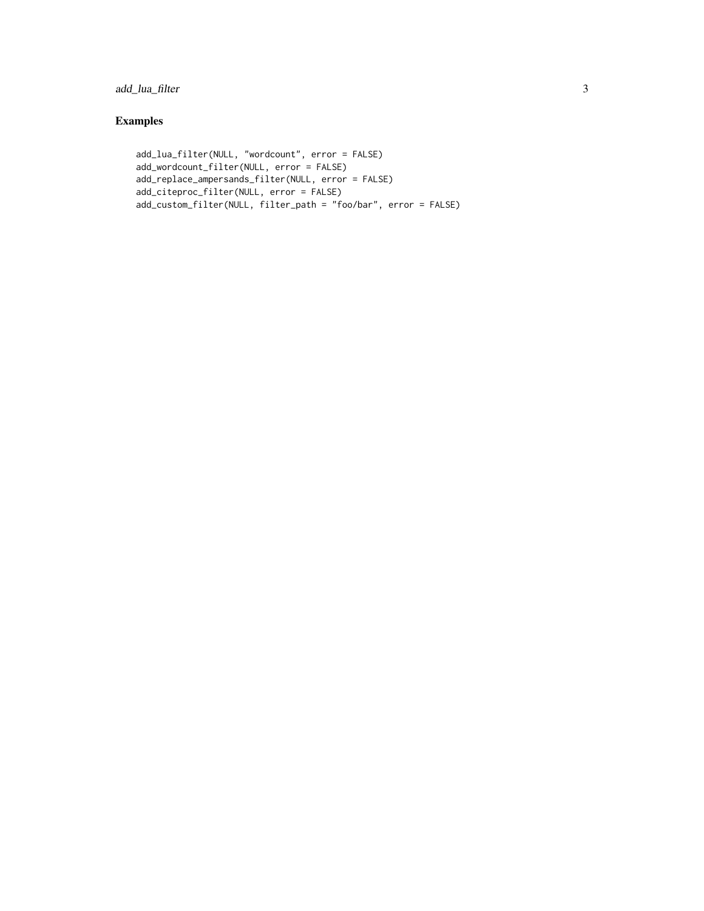## Examples

```
add_lua_filter(NULL, "wordcount", error = FALSE)
add_wordcount_filter(NULL, error = FALSE)
add_replace_ampersands_filter(NULL, error = FALSE)
add_citeproc_filter(NULL, error = FALSE)
add_custom_filter(NULL, filter_path = "foo/bar", error = FALSE)
```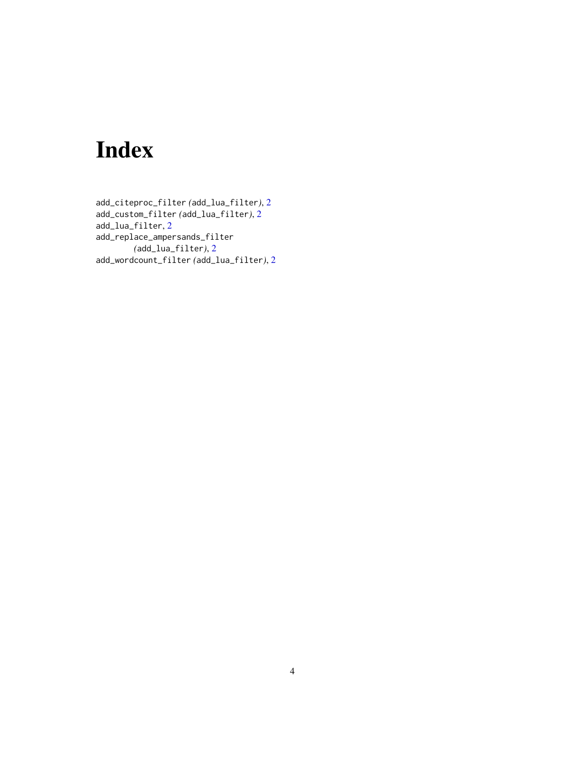# Index

add_citeproc_filter *(*add_lua_filter*)*, 2
add_custom_filter *(*add_lua_filter*)*, 2
add_lua_filter, 2
add_replace_ampersands_filter *(*add_lua_filter*)*, 2
add_wordcount_filter *(*add_lua_filter*)*, 2